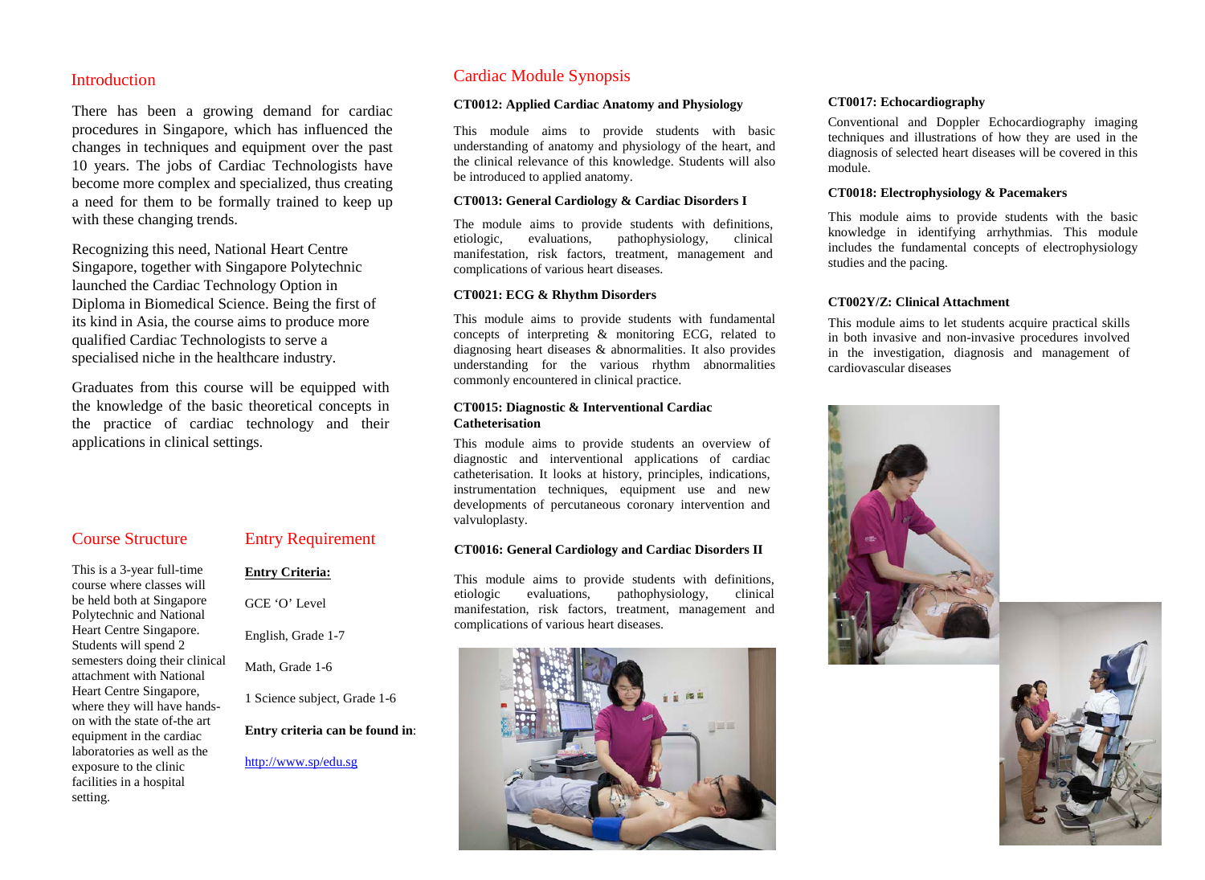## Introduction

There has been a growing demand for cardiac procedures in Singapore, which has influenced the changes in techniques and equipment over the past 10 years. The jobs of Cardiac Technologists have become more complex and specialized, thus creating a need for them to be formally trained to keep up with these changing trends.

Recognizing this need, National Heart Centre Singapore, together with Singapore Polytechnic launched the Cardiac Technology Option in Diploma in Biomedical Science. Being the first of its kind in Asia, the course aims to produce more qualified Cardiac Technologists to serve a specialised niche in the healthcare industry.

Graduates from this course will be equipped with the knowledge of the basic theoretical concepts in the practice of cardiac technology and their applications in clinical settings.

## Course Structure

This is a 3-year full-time course where classes will be held both at Singapore Polytechnic and National Heart Centre Singapore. Students will spend 2 semesters doing their clinical attachment with National Heart Centre Singapore, where they will have hands-on with the state of-the art equipment in the cardiac laboratories as well as the exposure to the clinic facilities in a hospital setting.

## Entry Requirement

**Entry Criteria:**

GCE 'O' Level

English, Grade 1-7

Math, Grade 1-6

1 Science subject, Grade 1-6

**Entry criteria can be found in**:

http://www.sp/edu.sg

## Cardiac Module Synopsis

**CT0012: Applied Cardiac Anatomy and Physiology**

This module aims to provide students with basic understanding of anatomy and physiology of the heart, and the clinical relevance of this knowledge. Students will also be introduced to applied anatomy.

**CT0013: General Cardiology & Cardiac Disorders I**

The module aims to provide students with definitions, etiologic, evaluations, pathophysiology, clinical manifestation, risk factors, treatment, management and complications of various heart diseases.

**CT0021: ECG & Rhythm Disorders**

This module aims to provide students with fundamental concepts of interpreting & monitoring ECG, related to diagnosing heart diseases & abnormalities. It also provides understanding for the various rhythm abnormalities commonly encountered in clinical practice.

**CT0015: Diagnostic & Interventional Cardiac Catheterisation**

This module aims to provide students an overview of diagnostic and interventional applications of cardiac catheterisation. It looks at history, principles, indications, instrumentation techniques, equipment use and new developments of percutaneous coronary intervention and valvuloplasty.

**CT0016: General Cardiology and Cardiac Disorders II**

This module aims to provide students with definitions, etiologic evaluations, pathophysiology, clinical manifestation, risk factors, treatment, management and complications of various heart diseases.

**CT0017: Echocardiography**

Conventional and Doppler Echocardiography imaging techniques and illustrations of how they are used in the diagnosis of selected heart diseases will be covered in this module.

**CT0018: Electrophysiology & Pacemakers**

This module aims to provide students with the basic knowledge in identifying arrhythmias. This module includes the fundamental concepts of electrophysiology studies and the pacing.

**CT002Y/Z: Clinical Attachment**

This module aims to let students acquire practical skills in both invasive and non-invasive procedures involved in the investigation, diagnosis and management of cardiovascular diseases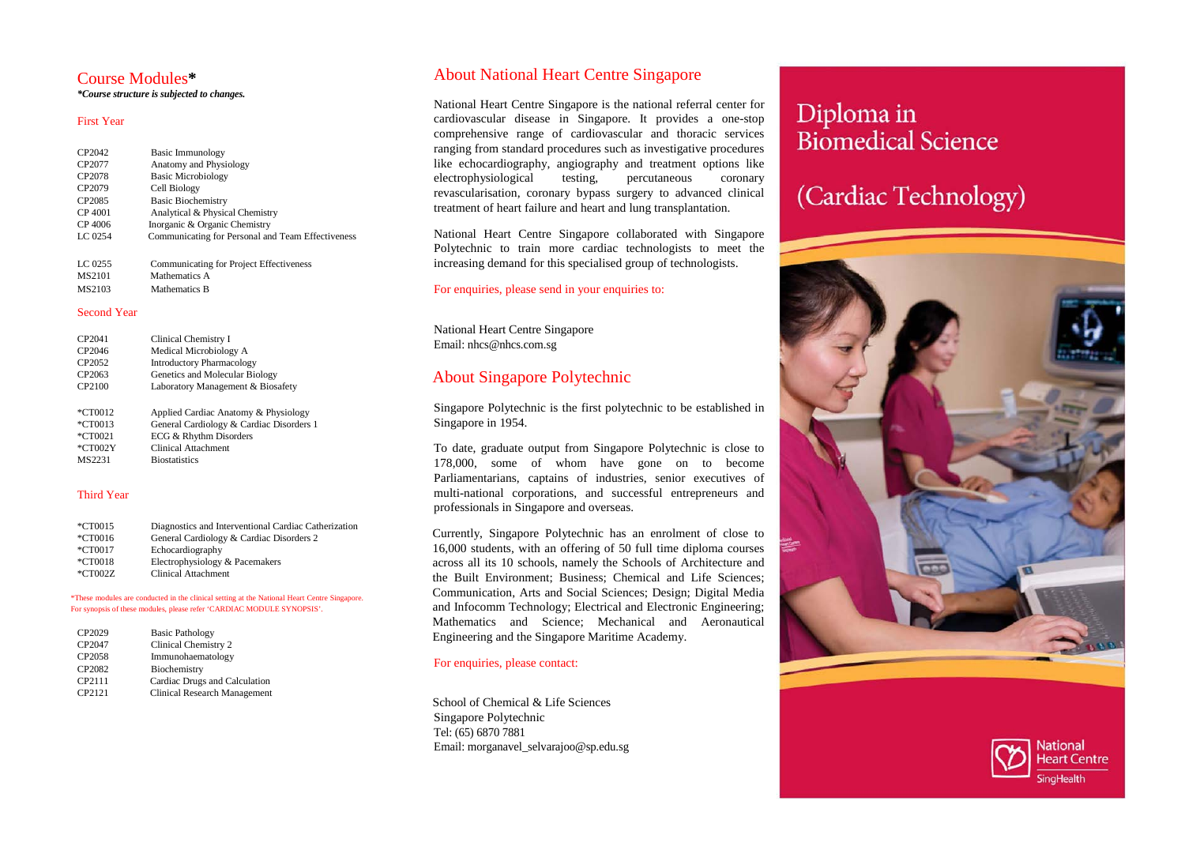## Course Modules*

***Course structure is subjected to changes.***

### First Year

| | |
|---|---|
| CP2042 | Basic Immunology |
| CP2077 | Anatomy and Physiology |
| CP2078 | Basic Microbiology |
| CP2079 | Cell Biology |
| CP2085 | Basic Biochemistry |
| CP 4001 | Analytical & Physical Chemistry |
| CP 4006 | Inorganic & Organic Chemistry |
| LC 0254 | Communicating for Personal and Team Effectiveness |
| LC 0255 | Communicating for Project Effectiveness |
| MS2101 | Mathematics A |
| MS2103 | Mathematics B |

### Second Year

| | |
|---|---|
| CP2041 | Clinical Chemistry I |
| CP2046 | Medical Microbiology A |
| CP2052 | Introductory Pharmacology |
| CP2063 | Genetics and Molecular Biology |
| CP2100 | Laboratory Management & Biosafety |
| *CT0012 | Applied Cardiac Anatomy & Physiology |
| *CT0013 | General Cardiology & Cardiac Disorders 1 |
| *CT0021 | ECG & Rhythm Disorders |
| *CT002Y | Clinical Attachment |
| MS2231 | Biostatistics |

### Third Year

| | |
|---|---|
| *CT0015 | Diagnostics and Interventional Cardiac Catherization |
| *CT0016 | General Cardiology & Cardiac Disorders 2 |
| *CT0017 | Echocardiography |
| *CT0018 | Electrophysiology & Pacemakers |
| *CT002Z | Clinical Attachment |

*These modules are conducted in the clinical setting at the National Heart Centre Singapore.
For synopsis of these modules, please refer 'CARDIAC MODULE SYNOPSIS'.

| | |
|---|---|
| CP2029 | Basic Pathology |
| CP2047 | Clinical Chemistry 2 |
| CP2058 | Immunohaematology |
| CP2082 | Biochemistry |
| CP2111 | Cardiac Drugs and Calculation |
| CP2121 | Clinical Research Management |

## About National Heart Centre Singapore

National Heart Centre Singapore is the national referral center for cardiovascular disease in Singapore. It provides a one-stop comprehensive range of cardiovascular and thoracic services ranging from standard procedures such as investigative procedures like echocardiography, angiography and treatment options like electrophysiological testing, percutaneous coronary revascularisation, coronary bypass surgery to advanced clinical treatment of heart failure and heart and lung transplantation.

National Heart Centre Singapore collaborated with Singapore Polytechnic to train more cardiac technologists to meet the increasing demand for this specialised group of technologists.

For enquiries, please send in your enquiries to:

National Heart Centre Singapore
Email: nhcs@nhcs.com.sg

## About Singapore Polytechnic

Singapore Polytechnic is the first polytechnic to be established in Singapore in 1954.

To date, graduate output from Singapore Polytechnic is close to 178,000, some of whom have gone on to become Parliamentarians, captains of industries, senior executives of multi-national corporations, and successful entrepreneurs and professionals in Singapore and overseas.

Currently, Singapore Polytechnic has an enrolment of close to 16,000 students, with an offering of 50 full time diploma courses across all its 10 schools, namely the Schools of Architecture and the Built Environment; Business; Chemical and Life Sciences; Communication, Arts and Social Sciences; Design; Digital Media and Infocomm Technology; Electrical and Electronic Engineering; Mathematics and Science; Mechanical and Aeronautical Engineering and the Singapore Maritime Academy.

For enquiries, please contact:

School of Chemical & Life Sciences
Singapore Polytechnic
Tel: (65) 6870 7881
Email: morganavel_selvarajoo@sp.edu.sg

# Diploma in Biomedical Science

# (Cardiac Technology)

National Heart Centre
SingHealth